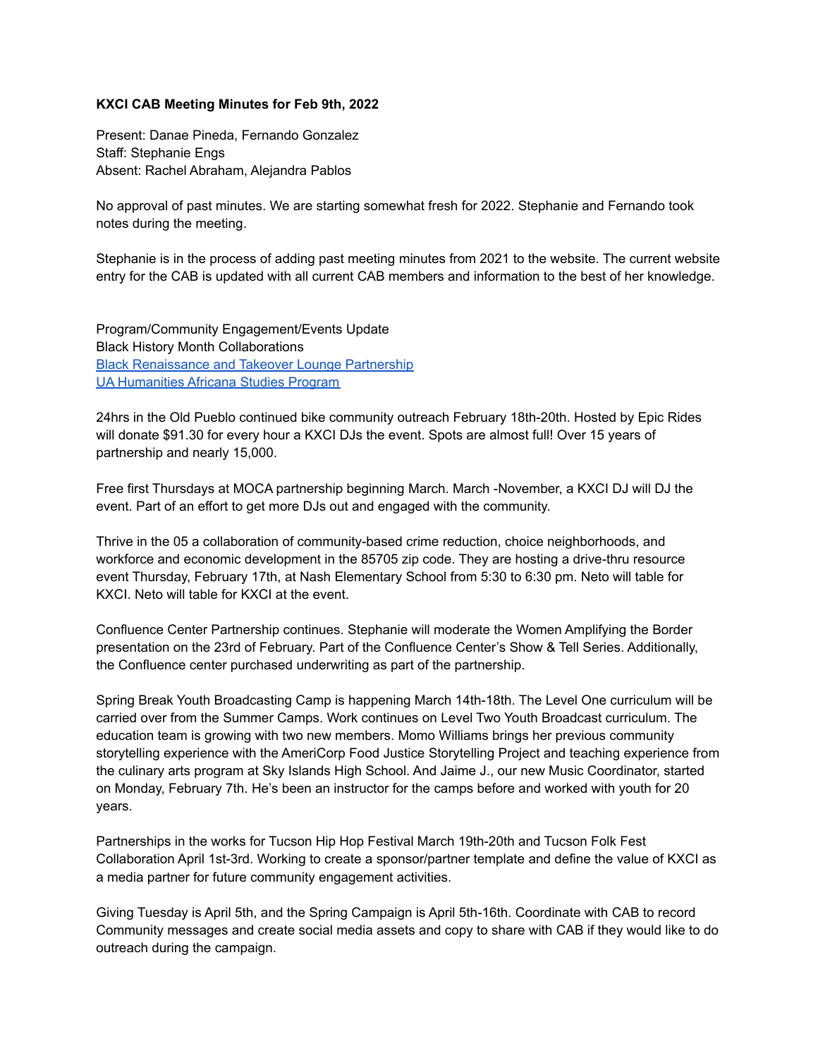**KXCI CAB Meeting Minutes for Feb 9th, 2022**

Present: Danae Pineda, Fernando Gonzalez
Staff: Stephanie Engs
Absent: Rachel Abraham, Alejandra Pablos

No approval of past minutes. We are starting somewhat fresh for 2022. Stephanie and Fernando took notes during the meeting.

Stephanie is in the process of adding past meeting minutes from 2021 to the website. The current website entry for the CAB is updated with all current CAB members and information to the best of her knowledge.

Program/Community Engagement/Events Update
Black History Month Collaborations
Black Renaissance and Takeover Lounge Partnership
UA Humanities Africana Studies Program

24hrs in the Old Pueblo continued bike community outreach February 18th-20th. Hosted by Epic Rides will donate $91.30 for every hour a KXCI DJs the event. Spots are almost full! Over 15 years of partnership and nearly 15,000.

Free first Thursdays at MOCA partnership beginning March. March -November, a KXCI DJ will DJ the event. Part of an effort to get more DJs out and engaged with the community.

Thrive in the 05 a collaboration of community-based crime reduction, choice neighborhoods, and workforce and economic development in the 85705 zip code. They are hosting a drive-thru resource event Thursday, February 17th, at Nash Elementary School from 5:30 to 6:30 pm. Neto will table for KXCI. Neto will table for KXCI at the event.

Confluence Center Partnership continues. Stephanie will moderate the Women Amplifying the Border presentation on the 23rd of February. Part of the Confluence Center's Show & Tell Series. Additionally, the Confluence center purchased underwriting as part of the partnership.

Spring Break Youth Broadcasting Camp is happening March 14th-18th. The Level One curriculum will be carried over from the Summer Camps. Work continues on Level Two Youth Broadcast curriculum. The education team is growing with two new members. Momo Williams brings her previous community storytelling experience with the AmeriCorp Food Justice Storytelling Project and teaching experience from the culinary arts program at Sky Islands High School. And Jaime J., our new Music Coordinator, started on Monday, February 7th. He's been an instructor for the camps before and worked with youth for 20 years.

Partnerships in the works for Tucson Hip Hop Festival March 19th-20th and Tucson Folk Fest Collaboration April 1st-3rd. Working to create a sponsor/partner template and define the value of KXCI as a media partner for future community engagement activities.

Giving Tuesday is April 5th, and the Spring Campaign is April 5th-16th. Coordinate with CAB to record Community messages and create social media assets and copy to share with CAB if they would like to do outreach during the campaign.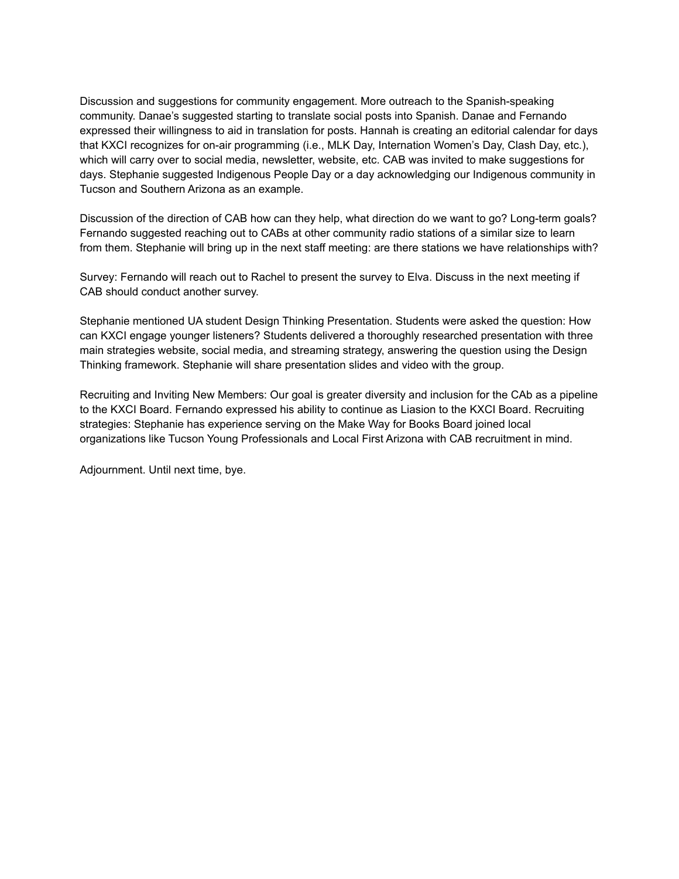Discussion and suggestions for community engagement. More outreach to the Spanish-speaking community. Danae's suggested starting to translate social posts into Spanish. Danae and Fernando expressed their willingness to aid in translation for posts. Hannah is creating an editorial calendar for days that KXCI recognizes for on-air programming (i.e., MLK Day, Internation Women's Day, Clash Day, etc.), which will carry over to social media, newsletter, website, etc. CAB was invited to make suggestions for days. Stephanie suggested Indigenous People Day or a day acknowledging our Indigenous community in Tucson and Southern Arizona as an example.

Discussion of the direction of CAB how can they help, what direction do we want to go? Long-term goals? Fernando suggested reaching out to CABs at other community radio stations of a similar size to learn from them. Stephanie will bring up in the next staff meeting: are there stations we have relationships with?

Survey: Fernando will reach out to Rachel to present the survey to Elva. Discuss in the next meeting if CAB should conduct another survey.

Stephanie mentioned UA student Design Thinking Presentation. Students were asked the question: How can KXCI engage younger listeners? Students delivered a thoroughly researched presentation with three main strategies website, social media, and streaming strategy, answering the question using the Design Thinking framework. Stephanie will share presentation slides and video with the group.

Recruiting and Inviting New Members: Our goal is greater diversity and inclusion for the CAb as a pipeline to the KXCI Board. Fernando expressed his ability to continue as Liasion to the KXCI Board. Recruiting strategies: Stephanie has experience serving on the Make Way for Books Board joined local organizations like Tucson Young Professionals and Local First Arizona with CAB recruitment in mind.

Adjournment. Until next time, bye.